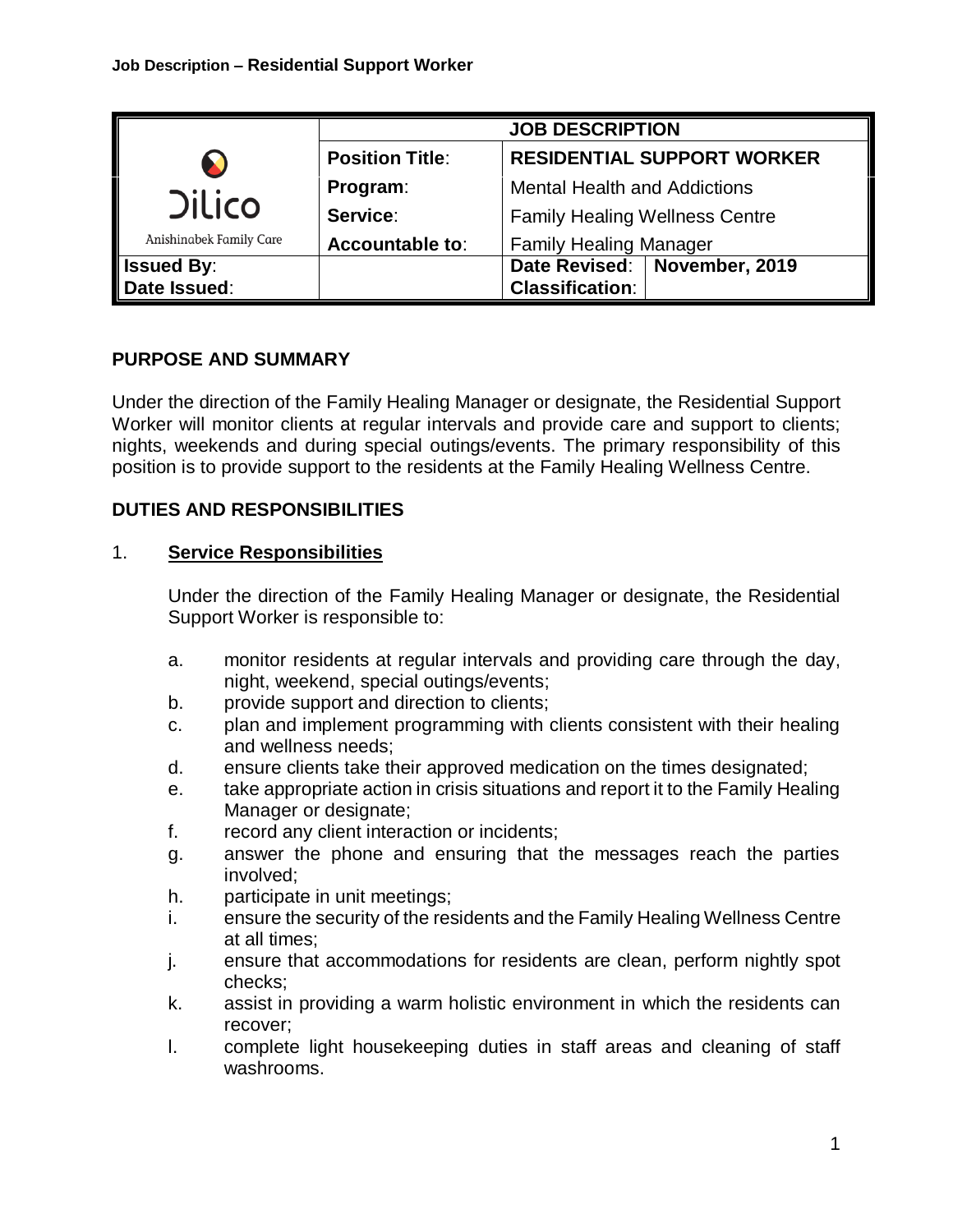**Job Description – Residential Support Worker**

| Dilico Anishinabek Family Care | JOB DESCRIPTION | | |
|---|---|---|---|
| | **Position Title**: | **RESIDENTIAL SUPPORT WORKER** | |
| | **Program**: | Mental Health and Addictions | |
| | **Service**: | Family Healing Wellness Centre | |
| | **Accountable to**: | Family Healing Manager | |
| **Issued By**: | | **Date Revised**: | **November, 2019** |
| **Date Issued**: | | **Classification**: | |

## PURPOSE AND SUMMARY

Under the direction of the Family Healing Manager or designate, the Residential Support Worker will monitor clients at regular intervals and provide care and support to clients; nights, weekends and during special outings/events. The primary responsibility of this position is to provide support to the residents at the Family Healing Wellness Centre.

## DUTIES AND RESPONSIBILITIES

### 1. Service Responsibilities

Under the direction of the Family Healing Manager or designate, the Residential Support Worker is responsible to:

- a. monitor residents at regular intervals and providing care through the day, night, weekend, special outings/events;
- b. provide support and direction to clients;
- c. plan and implement programming with clients consistent with their healing and wellness needs;
- d. ensure clients take their approved medication on the times designated;
- e. take appropriate action in crisis situations and report it to the Family Healing Manager or designate;
- f. record any client interaction or incidents;
- g. answer the phone and ensuring that the messages reach the parties involved;
- h. participate in unit meetings;
- i. ensure the security of the residents and the Family Healing Wellness Centre at all times;
- j. ensure that accommodations for residents are clean, perform nightly spot checks;
- k. assist in providing a warm holistic environment in which the residents can recover;
- l. complete light housekeeping duties in staff areas and cleaning of staff washrooms.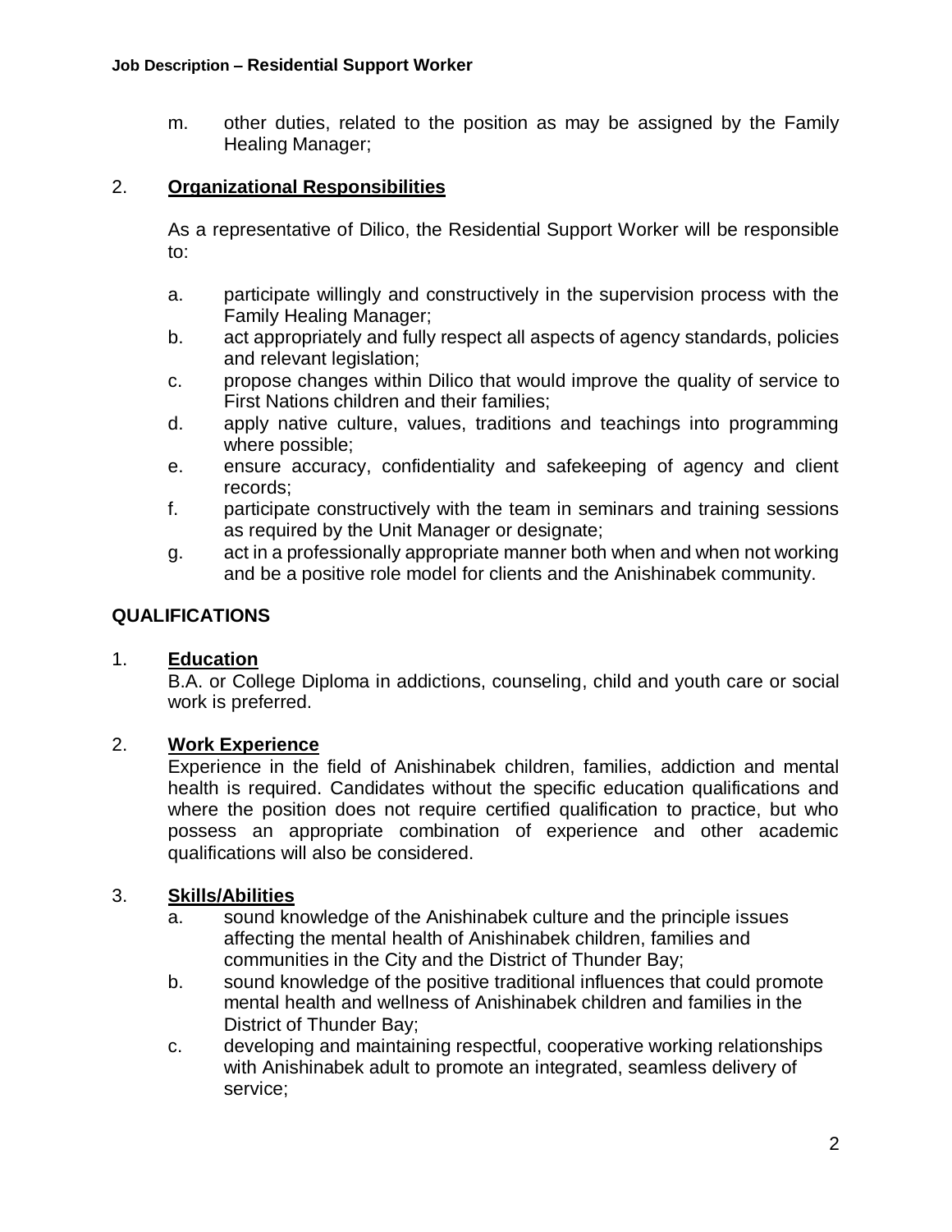m. other duties, related to the position as may be assigned by the Family Healing Manager;

2. **Organizational Responsibilities**

   As a representative of Dilico, the Residential Support Worker will be responsible to:

   a. participate willingly and constructively in the supervision process with the Family Healing Manager;
   b. act appropriately and fully respect all aspects of agency standards, policies and relevant legislation;
   c. propose changes within Dilico that would improve the quality of service to First Nations children and their families;
   d. apply native culture, values, traditions and teachings into programming where possible;
   e. ensure accuracy, confidentiality and safekeeping of agency and client records;
   f. participate constructively with the team in seminars and training sessions as required by the Unit Manager or designate;
   g. act in a professionally appropriate manner both when and when not working and be a positive role model for clients and the Anishinabek community.

## QUALIFICATIONS

1. **Education**

   B.A. or College Diploma in addictions, counseling, child and youth care or social work is preferred.

2. **Work Experience**

   Experience in the field of Anishinabek children, families, addiction and mental health is required. Candidates without the specific education qualifications and where the position does not require certified qualification to practice, but who possess an appropriate combination of experience and other academic qualifications will also be considered.

3. **Skills/Abilities**

   a. sound knowledge of the Anishinabek culture and the principle issues affecting the mental health of Anishinabek children, families and communities in the City and the District of Thunder Bay;
   b. sound knowledge of the positive traditional influences that could promote mental health and wellness of Anishinabek children and families in the District of Thunder Bay;
   c. developing and maintaining respectful, cooperative working relationships with Anishinabek adult to promote an integrated, seamless delivery of service;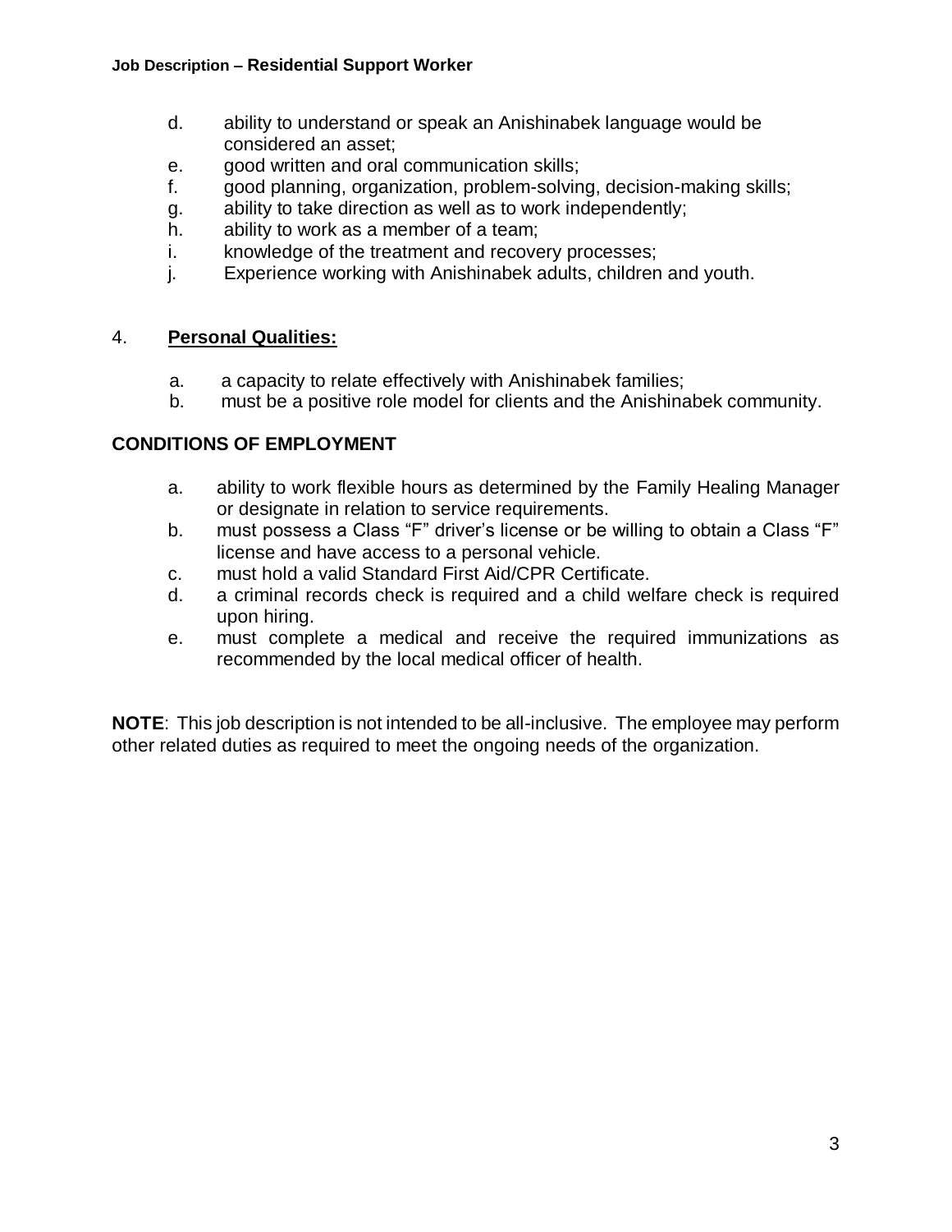d. ability to understand or speak an Anishinabek language would be considered an asset;
e. good written and oral communication skills;
f. good planning, organization, problem-solving, decision-making skills;
g. ability to take direction as well as to work independently;
h. ability to work as a member of a team;
i. knowledge of the treatment and recovery processes;
j. Experience working with Anishinabek adults, children and youth.

4. **Personal Qualities:**

a. a capacity to relate effectively with Anishinabek families;
b. must be a positive role model for clients and the Anishinabek community.

## CONDITIONS OF EMPLOYMENT

a. ability to work flexible hours as determined by the Family Healing Manager or designate in relation to service requirements.
b. must possess a Class "F" driver's license or be willing to obtain a Class "F" license and have access to a personal vehicle.
c. must hold a valid Standard First Aid/CPR Certificate.
d. a criminal records check is required and a child welfare check is required upon hiring.
e. must complete a medical and receive the required immunizations as recommended by the local medical officer of health.

**NOTE**: This job description is not intended to be all-inclusive. The employee may perform other related duties as required to meet the ongoing needs of the organization.